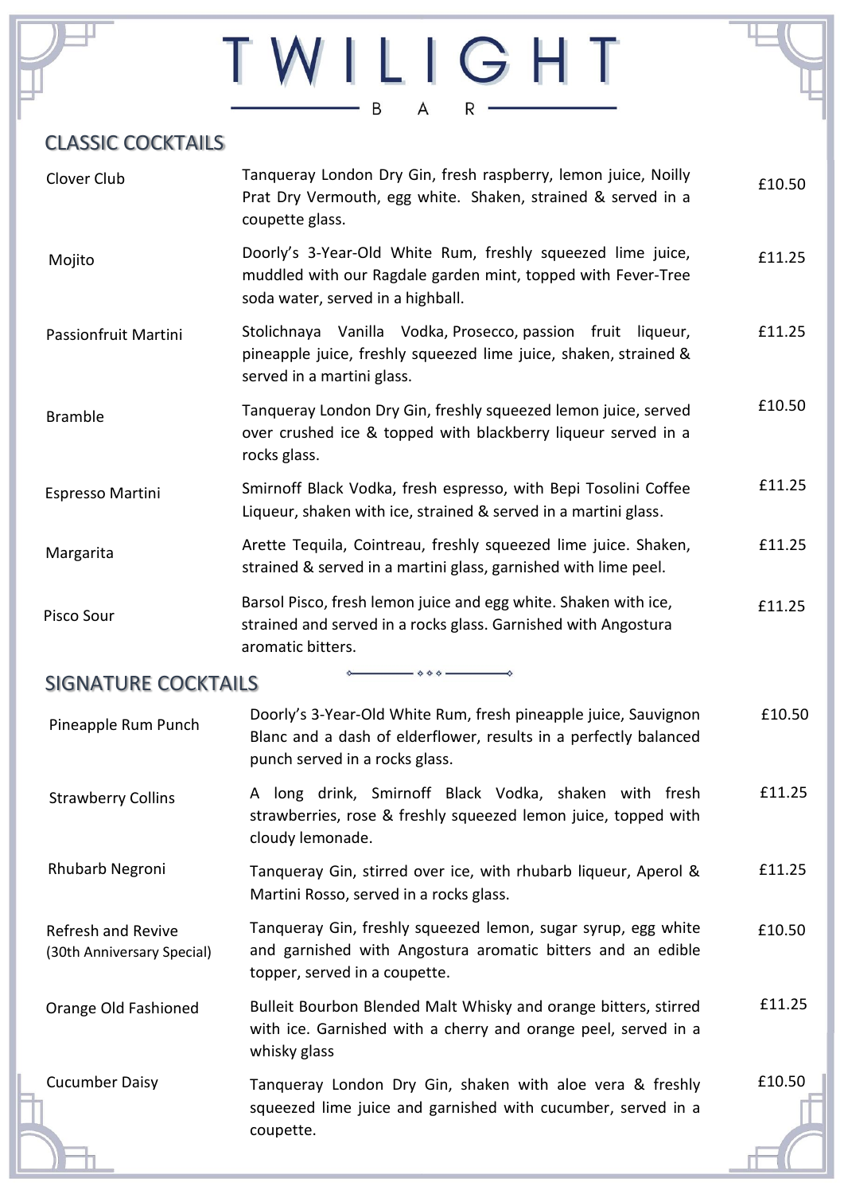# TWILIGHT

BAR

## CLASSIC COCKTAILS

| Cocktail | Description | Price |
|---|---|---|
| Clover Club | Tanqueray London Dry Gin, fresh raspberry, lemon juice, Noilly Prat Dry Vermouth, egg white. Shaken, strained & served in a coupette glass. | £10.50 |
| Mojito | Doorly's 3-Year-Old White Rum, freshly squeezed lime juice, muddled with our Ragdale garden mint, topped with Fever-Tree soda water, served in a highball. | £11.25 |
| Passionfruit Martini | Stolichnaya Vanilla Vodka, Prosecco, passion fruit liqueur, pineapple juice, freshly squeezed lime juice, shaken, strained & served in a martini glass. | £11.25 |
| Bramble | Tanqueray London Dry Gin, freshly squeezed lemon juice, served over crushed ice & topped with blackberry liqueur served in a rocks glass. | £10.50 |
| Espresso Martini | Smirnoff Black Vodka, fresh espresso, with Bepi Tosolini Coffee Liqueur, shaken with ice, strained & served in a martini glass. | £11.25 |
| Margarita | Arette Tequila, Cointreau, freshly squeezed lime juice. Shaken, strained & served in a martini glass, garnished with lime peel. | £11.25 |
| Pisco Sour | Barsol Pisco, fresh lemon juice and egg white. Shaken with ice, strained and served in a rocks glass. Garnished with Angostura aromatic bitters. | £11.25 |

## SIGNATURE COCKTAILS

| Cocktail | Description | Price |
|---|---|---|
| Pineapple Rum Punch | Doorly's 3-Year-Old White Rum, fresh pineapple juice, Sauvignon Blanc and a dash of elderflower, results in a perfectly balanced punch served in a rocks glass. | £10.50 |
| Strawberry Collins | A long drink, Smirnoff Black Vodka, shaken with fresh strawberries, rose & freshly squeezed lemon juice, topped with cloudy lemonade. | £11.25 |
| Rhubarb Negroni | Tanqueray Gin, stirred over ice, with rhubarb liqueur, Aperol & Martini Rosso, served in a rocks glass. | £11.25 |
| Refresh and Revive (30th Anniversary Special) | Tanqueray Gin, freshly squeezed lemon, sugar syrup, egg white and garnished with Angostura aromatic bitters and an edible topper, served in a coupette. | £10.50 |
| Orange Old Fashioned | Bulleit Bourbon Blended Malt Whisky and orange bitters, stirred with ice. Garnished with a cherry and orange peel, served in a whisky glass | £11.25 |
| Cucumber Daisy | Tanqueray London Dry Gin, shaken with aloe vera & freshly squeezed lime juice and garnished with cucumber, served in a coupette. | £10.50 |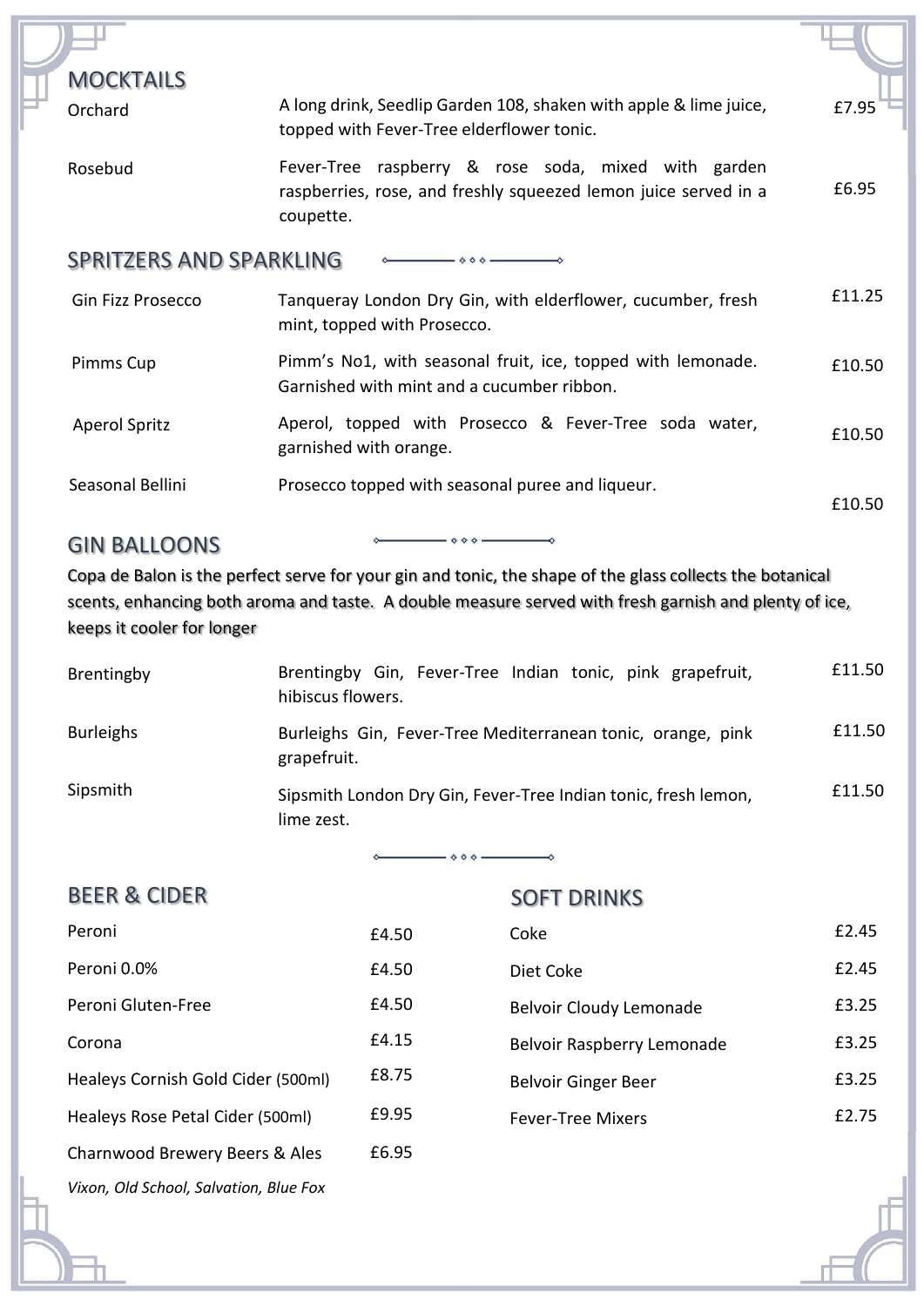## MOCKTAILS

| Item | Description | Price |
|---|---|---|
| Orchard | A long drink, Seedlip Garden 108, shaken with apple & lime juice, topped with Fever-Tree elderflower tonic. | £7.95 |
| Rosebud | Fever-Tree raspberry & rose soda, mixed with garden raspberries, rose, and freshly squeezed lemon juice served in a coupette. | £6.95 |

## SPRITZERS AND SPARKLING

| Item | Description | Price |
|---|---|---|
| Gin Fizz Prosecco | Tanqueray London Dry Gin, with elderflower, cucumber, fresh mint, topped with Prosecco. | £11.25 |
| Pimms Cup | Pimm's No1, with seasonal fruit, ice, topped with lemonade. Garnished with mint and a cucumber ribbon. | £10.50 |
| Aperol Spritz | Aperol, topped with Prosecco & Fever-Tree soda water, garnished with orange. | £10.50 |
| Seasonal Bellini | Prosecco topped with seasonal puree and liqueur. | £10.50 |

## GIN BALLOONS

Copa de Balon is the perfect serve for your gin and tonic, the shape of the glass collects the botanical scents, enhancing both aroma and taste. A double measure served with fresh garnish and plenty of ice, keeps it cooler for longer

| Item | Description | Price |
|---|---|---|
| Brentingby | Brentingby Gin, Fever-Tree Indian tonic, pink grapefruit, hibiscus flowers. | £11.50 |
| Burleighs | Burleighs Gin, Fever-Tree Mediterranean tonic, orange, pink grapefruit. | £11.50 |
| Sipsmith | Sipsmith London Dry Gin, Fever-Tree Indian tonic, fresh lemon, lime zest. | £11.50 |

## BEER & CIDER

| Item | Price |
|---|---|
| Peroni | £4.50 |
| Peroni 0.0% | £4.50 |
| Peroni Gluten-Free | £4.50 |
| Corona | £4.15 |
| Healeys Cornish Gold Cider (500ml) | £8.75 |
| Healeys Rose Petal Cider (500ml) | £9.95 |
| Charnwood Brewery Beers & Ales | £6.95 |

*Vixon, Old School, Salvation, Blue Fox*

## SOFT DRINKS

| Item | Price |
|---|---|
| Coke | £2.45 |
| Diet Coke | £2.45 |
| Belvoir Cloudy Lemonade | £3.25 |
| Belvoir Raspberry Lemonade | £3.25 |
| Belvoir Ginger Beer | £3.25 |
| Fever-Tree Mixers | £2.75 |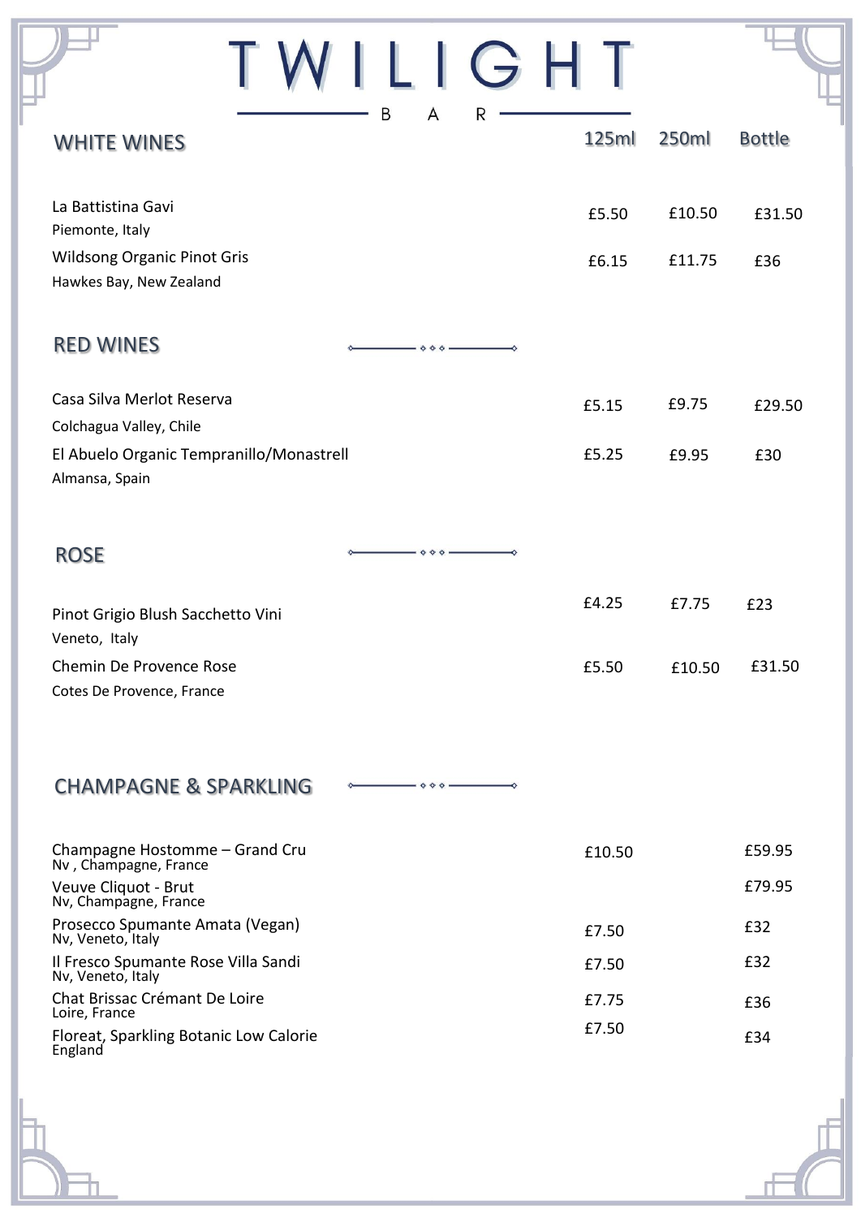# TWILIGHT

B A R

## WHITE WINES

| | 125ml | 250ml | Bottle |
|---|---|---|---|
| La Battistina Gavi<br>Piemonte, Italy | £5.50 | £10.50 | £31.50 |
| Wildsong Organic Pinot Gris<br>Hawkes Bay, New Zealand | £6.15 | £11.75 | £36 |

## RED WINES

| | 125ml | 250ml | Bottle |
|---|---|---|---|
| Casa Silva Merlot Reserva<br>Colchagua Valley, Chile | £5.15 | £9.75 | £29.50 |
| El Abuelo Organic Tempranillo/Monastrell<br>Almansa, Spain | £5.25 | £9.95 | £30 |

## ROSE

| | 125ml | 250ml | Bottle |
|---|---|---|---|
| Pinot Grigio Blush Sacchetto Vini<br>Veneto, Italy | £4.25 | £7.75 | £23 |
| Chemin De Provence Rose<br>Cotes De Provence, France | £5.50 | £10.50 | £31.50 |

## CHAMPAGNE & SPARKLING

| | 125ml | 250ml | Bottle |
|---|---|---|---|
| Champagne Hostomme – Grand Cru<br>Nv , Champagne, France | £10.50 | | £59.95 |
| Veuve Cliquot - Brut<br>Nv, Champagne, France | | | £79.95 |
| Prosecco Spumante Amata (Vegan)<br>Nv, Veneto, Italy | £7.50 | | £32 |
| Il Fresco Spumante Rose Villa Sandi<br>Nv, Veneto, Italy | £7.50 | | £32 |
| Chat Brissac Crémant De Loire<br>Loire, France | £7.75 | | £36 |
| Floreat, Sparkling Botanic Low Calorie<br>England | £7.50 | | £34 |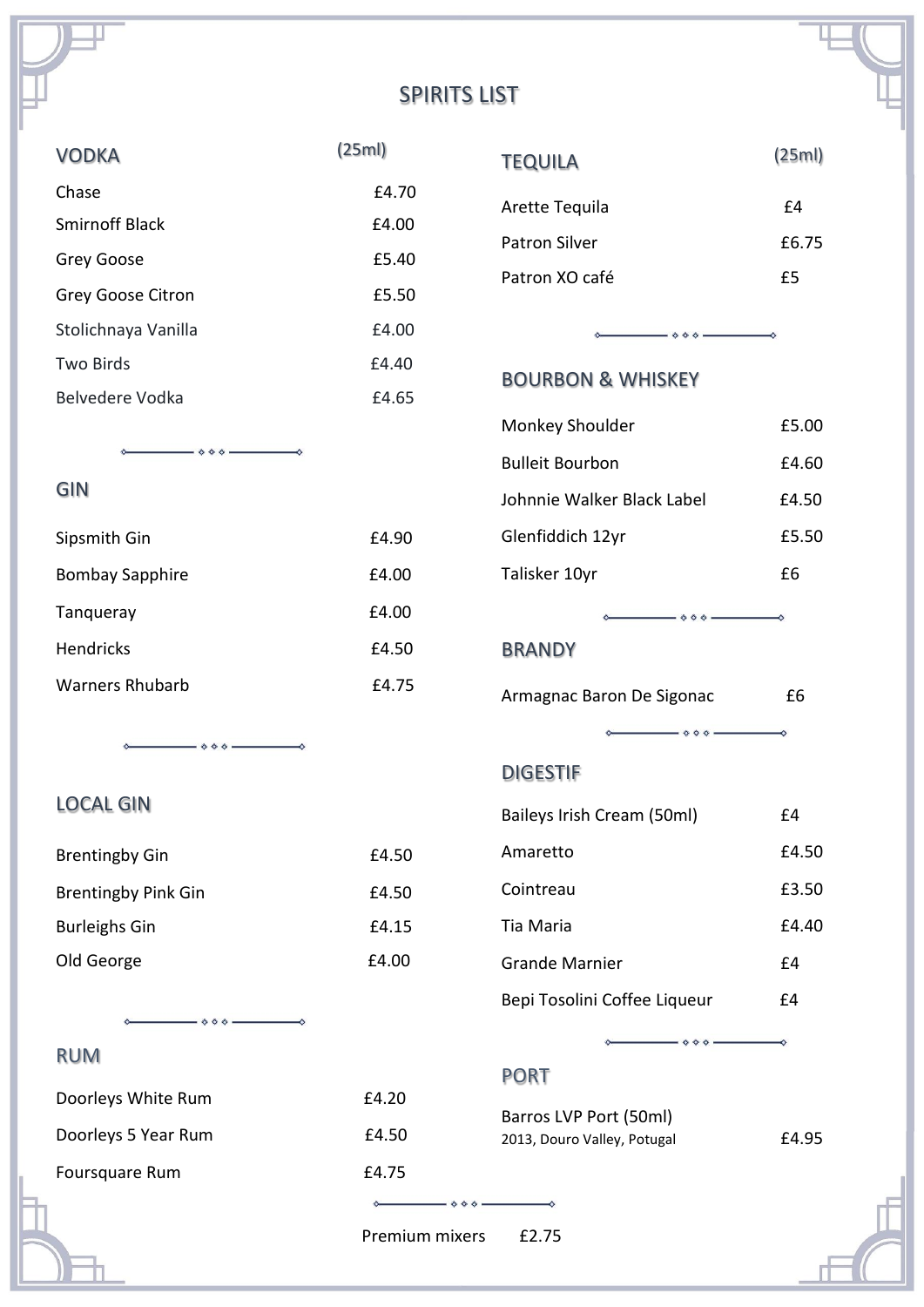# SPIRITS LIST

## VODKA

| VODKA | (25ml) |
| --- | --- |
| Chase | £4.70 |
| Smirnoff Black | £4.00 |
| Grey Goose | £5.40 |
| Grey Goose Citron | £5.50 |
| Stolichnaya Vanilla | £4.00 |
| Two Birds | £4.40 |
| Belvedere Vodka | £4.65 |

## GIN

| | |
| --- | --- |
| Sipsmith Gin | £4.90 |
| Bombay Sapphire | £4.00 |
| Tanqueray | £4.00 |
| Hendricks | £4.50 |
| Warners Rhubarb | £4.75 |

## LOCAL GIN

| | |
| --- | --- |
| Brentingby Gin | £4.50 |
| Brentingby Pink Gin | £4.50 |
| Burleighs Gin | £4.15 |
| Old George | £4.00 |

## RUM

| | |
| --- | --- |
| Doorleys White Rum | £4.20 |
| Doorleys 5 Year Rum | £4.50 |
| Foursquare Rum | £4.75 |

## TEQUILA

| TEQUILA | (25ml) |
| --- | --- |
| Arette Tequila | £4 |
| Patron Silver | £6.75 |
| Patron XO café | £5 |

## BOURBON & WHISKEY

| | |
| --- | --- |
| Monkey Shoulder | £5.00 |
| Bulleit Bourbon | £4.60 |
| Johnnie Walker Black Label | £4.50 |
| Glenfiddich 12yr | £5.50 |
| Talisker 10yr | £6 |

## BRANDY

| | |
| --- | --- |
| Armagnac Baron De Sigonac | £6 |

## DIGESTIF

| | |
| --- | --- |
| Baileys Irish Cream (50ml) | £4 |
| Amaretto | £4.50 |
| Cointreau | £3.50 |
| Tia Maria | £4.40 |
| Grande Marnier | £4 |
| Bepi Tosolini Coffee Liqueur | £4 |

## PORT

| | |
| --- | --- |
| Barros LVP Port (50ml)<br>2013, Douro Valley, Potugal | £4.95 |

Premium mixers £2.75